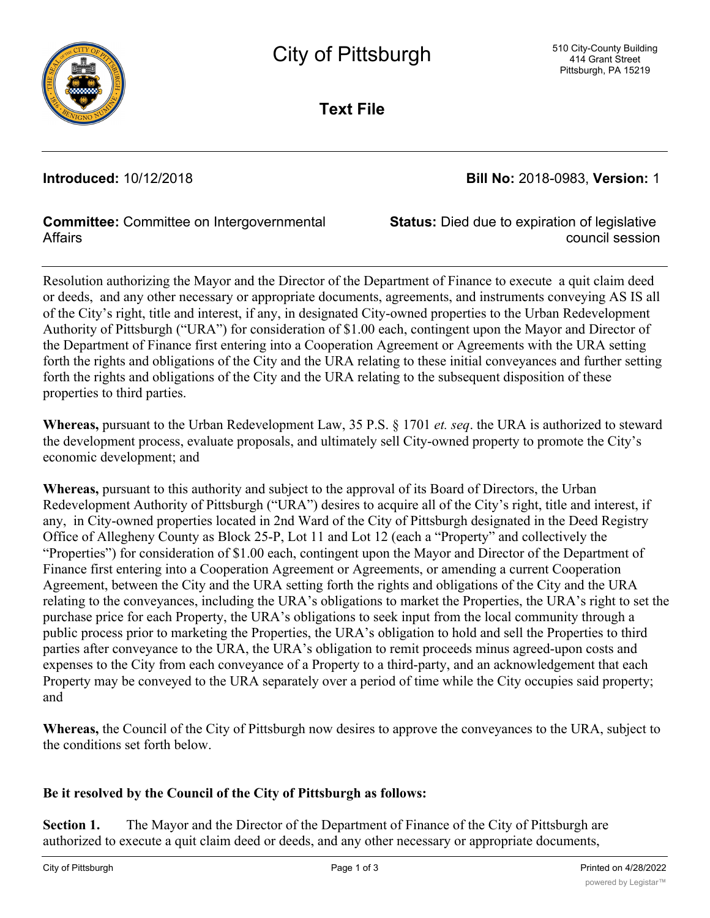# City of Pittsburgh

510 City-County Building
414 Grant Street
Pittsburgh, PA 15219

## Text File

**Introduced:** 10/12/2018

**Bill No:** 2018-0983, **Version:** 1

**Committee:** Committee on Intergovernmental Affairs

**Status:** Died due to expiration of legislative council session

---

Resolution authorizing the Mayor and the Director of the Department of Finance to execute a quit claim deed or deeds, and any other necessary or appropriate documents, agreements, and instruments conveying AS IS all of the City's right, title and interest, if any, in designated City-owned properties to the Urban Redevelopment Authority of Pittsburgh ("URA") for consideration of $1.00 each, contingent upon the Mayor and Director of the Department of Finance first entering into a Cooperation Agreement or Agreements with the URA setting forth the rights and obligations of the City and the URA relating to these initial conveyances and further setting forth the rights and obligations of the City and the URA relating to the subsequent disposition of these properties to third parties.

**Whereas,** pursuant to the Urban Redevelopment Law, 35 P.S. § 1701 *et. seq*. the URA is authorized to steward the development process, evaluate proposals, and ultimately sell City-owned property to promote the City's economic development; and

**Whereas,** pursuant to this authority and subject to the approval of its Board of Directors, the Urban Redevelopment Authority of Pittsburgh ("URA") desires to acquire all of the City's right, title and interest, if any, in City-owned properties located in 2nd Ward of the City of Pittsburgh designated in the Deed Registry Office of Allegheny County as Block 25-P, Lot 11 and Lot 12 (each a "Property" and collectively the "Properties") for consideration of $1.00 each, contingent upon the Mayor and Director of the Department of Finance first entering into a Cooperation Agreement or Agreements, or amending a current Cooperation Agreement, between the City and the URA setting forth the rights and obligations of the City and the URA relating to the conveyances, including the URA's obligations to market the Properties, the URA's right to set the purchase price for each Property, the URA's obligations to seek input from the local community through a public process prior to marketing the Properties, the URA's obligation to hold and sell the Properties to third parties after conveyance to the URA, the URA's obligation to remit proceeds minus agreed-upon costs and expenses to the City from each conveyance of a Property to a third-party, and an acknowledgement that each Property may be conveyed to the URA separately over a period of time while the City occupies said property; and

**Whereas,** the Council of the City of Pittsburgh now desires to approve the conveyances to the URA, subject to the conditions set forth below.

**Be it resolved by the Council of the City of Pittsburgh as follows:**

**Section 1.** The Mayor and the Director of the Department of Finance of the City of Pittsburgh are authorized to execute a quit claim deed or deeds, and any other necessary or appropriate documents,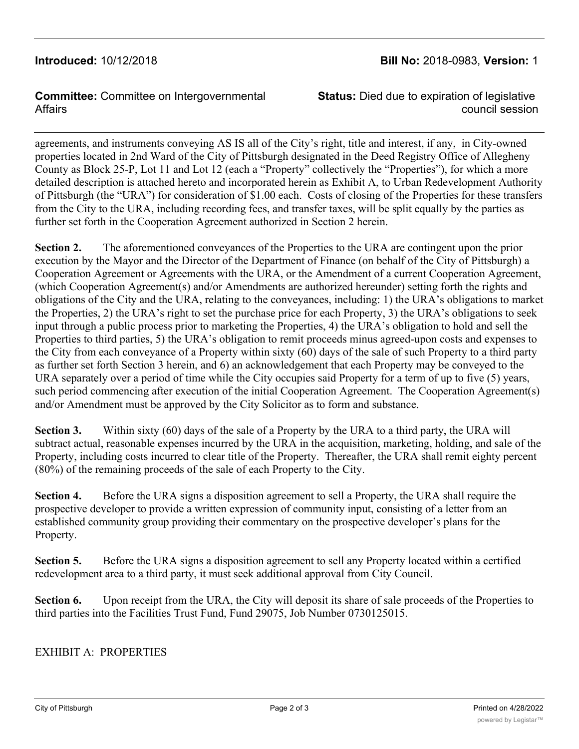agreements, and instruments conveying AS IS all of the City's right, title and interest, if any, in City-owned properties located in 2nd Ward of the City of Pittsburgh designated in the Deed Registry Office of Allegheny County as Block 25-P, Lot 11 and Lot 12 (each a "Property" collectively the "Properties"), for which a more detailed description is attached hereto and incorporated herein as Exhibit A, to Urban Redevelopment Authority of Pittsburgh (the "URA") for consideration of $1.00 each. Costs of closing of the Properties for these transfers from the City to the URA, including recording fees, and transfer taxes, will be split equally by the parties as further set forth in the Cooperation Agreement authorized in Section 2 herein.

**Section 2.** The aforementioned conveyances of the Properties to the URA are contingent upon the prior execution by the Mayor and the Director of the Department of Finance (on behalf of the City of Pittsburgh) a Cooperation Agreement or Agreements with the URA, or the Amendment of a current Cooperation Agreement, (which Cooperation Agreement(s) and/or Amendments are authorized hereunder) setting forth the rights and obligations of the City and the URA, relating to the conveyances, including: 1) the URA's obligations to market the Properties, 2) the URA's right to set the purchase price for each Property, 3) the URA's obligations to seek input through a public process prior to marketing the Properties, 4) the URA's obligation to hold and sell the Properties to third parties, 5) the URA's obligation to remit proceeds minus agreed-upon costs and expenses to the City from each conveyance of a Property within sixty (60) days of the sale of such Property to a third party as further set forth Section 3 herein, and 6) an acknowledgement that each Property may be conveyed to the URA separately over a period of time while the City occupies said Property for a term of up to five (5) years, such period commencing after execution of the initial Cooperation Agreement. The Cooperation Agreement(s) and/or Amendment must be approved by the City Solicitor as to form and substance.

**Section 3.** Within sixty (60) days of the sale of a Property by the URA to a third party, the URA will subtract actual, reasonable expenses incurred by the URA in the acquisition, marketing, holding, and sale of the Property, including costs incurred to clear title of the Property. Thereafter, the URA shall remit eighty percent (80%) of the remaining proceeds of the sale of each Property to the City.

**Section 4.** Before the URA signs a disposition agreement to sell a Property, the URA shall require the prospective developer to provide a written expression of community input, consisting of a letter from an established community group providing their commentary on the prospective developer's plans for the Property.

**Section 5.** Before the URA signs a disposition agreement to sell any Property located within a certified redevelopment area to a third party, it must seek additional approval from City Council.

**Section 6.** Upon receipt from the URA, the City will deposit its share of sale proceeds of the Properties to third parties into the Facilities Trust Fund, Fund 29075, Job Number 0730125015.

EXHIBIT A: PROPERTIES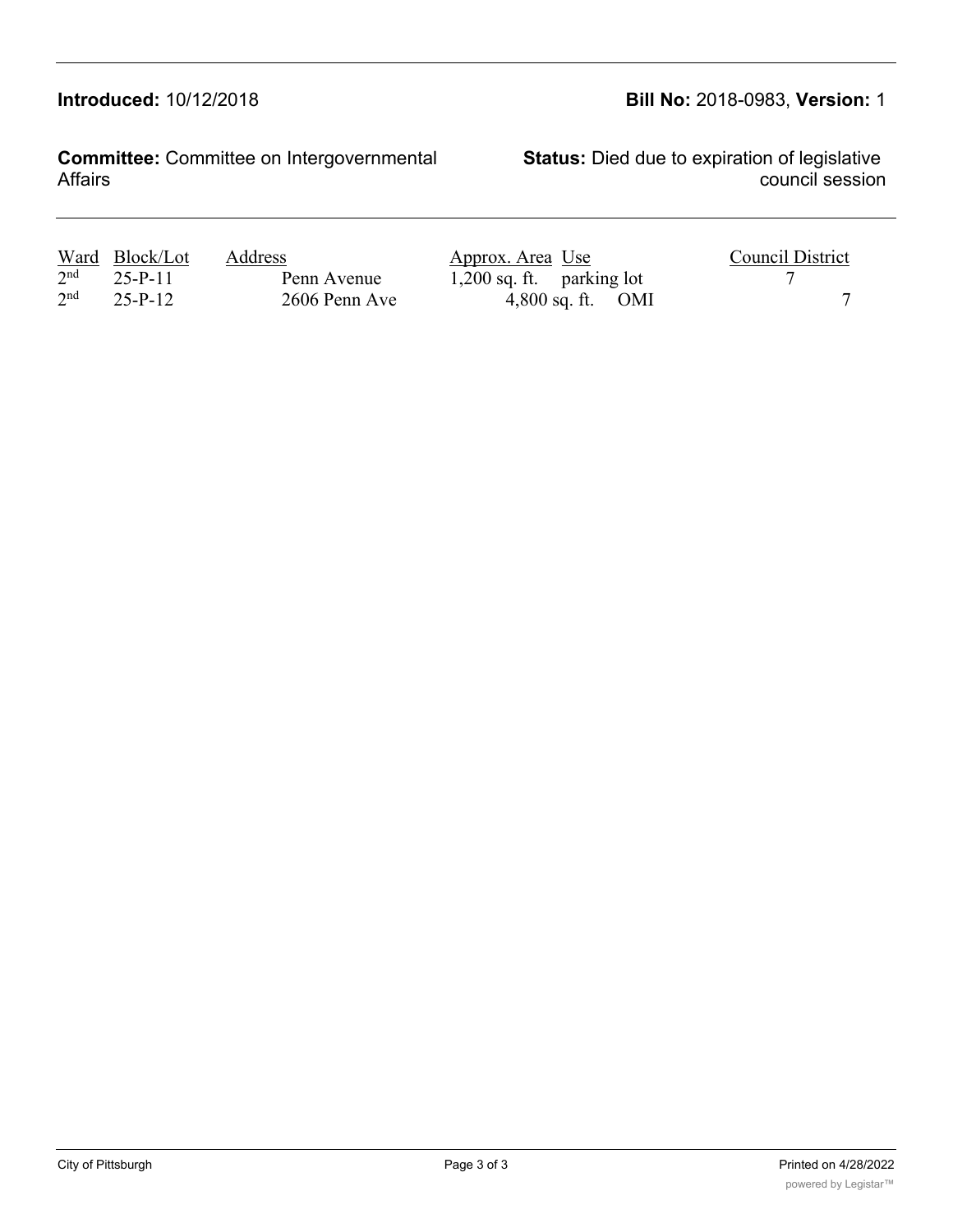**Introduced:** 10/12/2018

**Bill No:** 2018-0983, **Version:** 1

**Committee:** Committee on Intergovernmental Affairs

**Status:** Died due to expiration of legislative council session

| Ward | Block/Lot | Address | Approx. Area | Use | Council District |
| --- | --- | --- | --- | --- | --- |
| 2nd | 25-P-11 | Penn Avenue | 1,200 sq. ft. | parking lot | 7 |
| 2nd | 25-P-12 | 2606 Penn Ave | 4,800 sq. ft. | OMI | 7 |